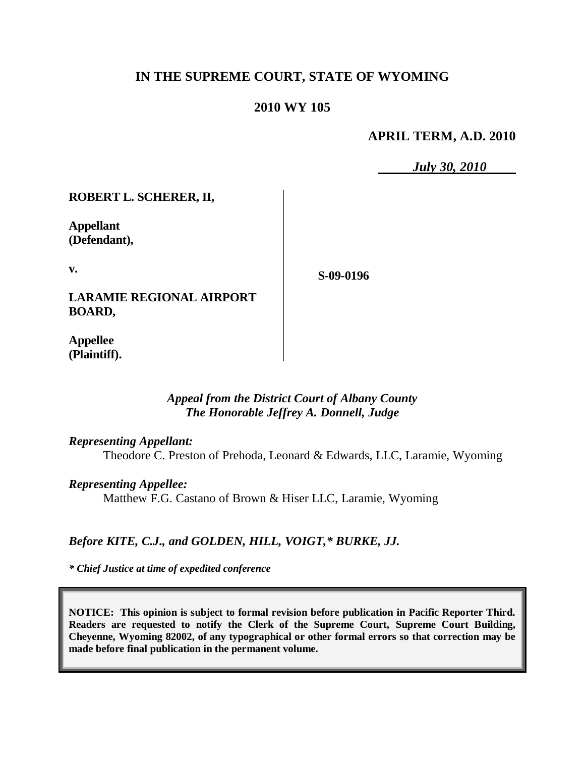# IN THE SUPREME COURT, STATE OF WYOMING

## 2010 WY 105

**APRIL TERM, A.D. 2010**

*July 30, 2010*

| | |
|---|---|
| **ROBERT L. SCHERER, II,**<br><br>**Appellant (Defendant),**<br><br>**v.**<br><br>**LARAMIE REGIONAL AIRPORT BOARD,**<br><br>**Appellee (Plaintiff).** | **S-09-0196** |

*Appeal from the District Court of Albany County*
*The Honorable Jeffrey A. Donnell, Judge*

*Representing Appellant:*

Theodore C. Preston of Prehoda, Leonard & Edwards, LLC, Laramie, Wyoming

*Representing Appellee:*

Matthew F.G. Castano of Brown & Hiser LLC, Laramie, Wyoming

*Before KITE, C.J., and GOLDEN, HILL, VOIGT,\* BURKE, JJ.*

*\* Chief Justice at time of expedited conference*

**NOTICE: This opinion is subject to formal revision before publication in Pacific Reporter Third. Readers are requested to notify the Clerk of the Supreme Court, Supreme Court Building, Cheyenne, Wyoming 82002, of any typographical or other formal errors so that correction may be made before final publication in the permanent volume.**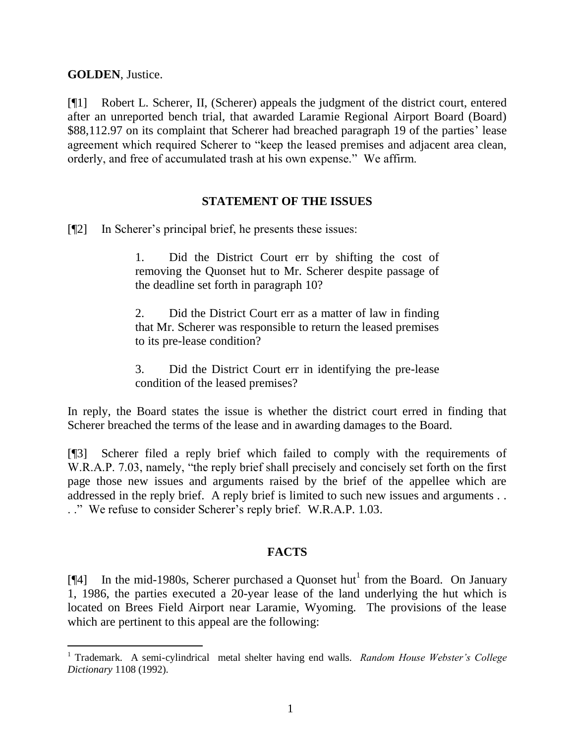**GOLDEN**, Justice.

[¶1] Robert L. Scherer, II, (Scherer) appeals the judgment of the district court, entered after an unreported bench trial, that awarded Laramie Regional Airport Board (Board) $88,112.97 on its complaint that Scherer had breached paragraph 19 of the parties' lease agreement which required Scherer to "keep the leased premises and adjacent area clean, orderly, and free of accumulated trash at his own expense." We affirm.

## STATEMENT OF THE ISSUES

[¶2] In Scherer's principal brief, he presents these issues:

> 1. Did the District Court err by shifting the cost of removing the Quonset hut to Mr. Scherer despite passage of the deadline set forth in paragraph 10?
>
> 2. Did the District Court err as a matter of law in finding that Mr. Scherer was responsible to return the leased premises to its pre-lease condition?
>
> 3. Did the District Court err in identifying the pre-lease condition of the leased premises?

In reply, the Board states the issue is whether the district court erred in finding that Scherer breached the terms of the lease and in awarding damages to the Board.

[¶3] Scherer filed a reply brief which failed to comply with the requirements of W.R.A.P. 7.03, namely, "the reply brief shall precisely and concisely set forth on the first page those new issues and arguments raised by the brief of the appellee which are addressed in the reply brief. A reply brief is limited to such new issues and arguments . . . ." We refuse to consider Scherer's reply brief. W.R.A.P. 1.03.

## FACTS

[¶4] In the mid-1980s, Scherer purchased a Quonset hut[1] from the Board. On January 1, 1986, the parties executed a 20-year lease of the land underlying the hut which is located on Brees Field Airport near Laramie, Wyoming. The provisions of the lease which are pertinent to this appeal are the following:

[1] Trademark. A semi-cylindrical metal shelter having end walls. *Random House Webster's College Dictionary* 1108 (1992).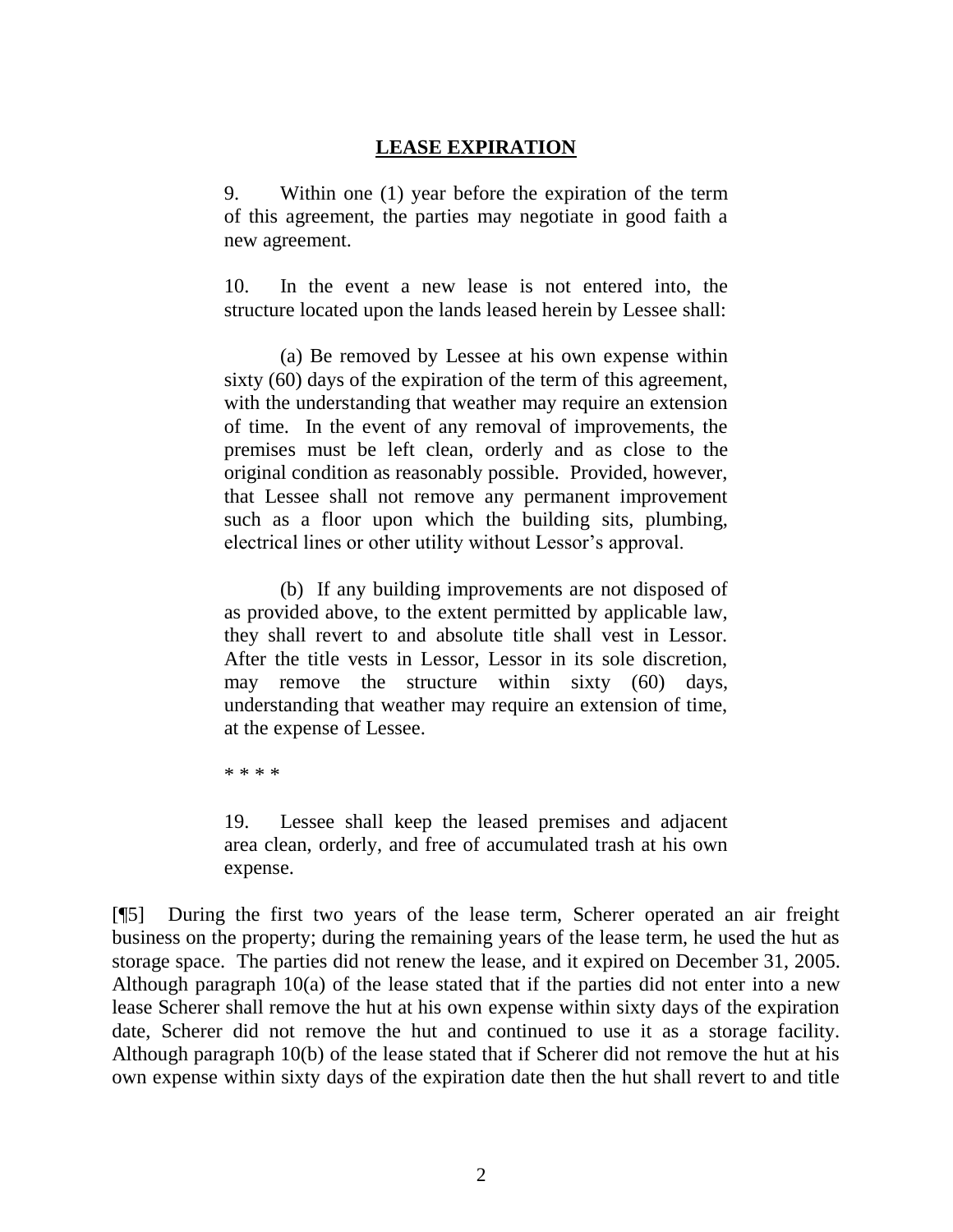**LEASE EXPIRATION**

> 9. Within one (1) year before the expiration of the term of this agreement, the parties may negotiate in good faith a new agreement.
>
> 10. In the event a new lease is not entered into, the structure located upon the lands leased herein by Lessee shall:
>
> (a) Be removed by Lessee at his own expense within sixty (60) days of the expiration of the term of this agreement, with the understanding that weather may require an extension of time. In the event of any removal of improvements, the premises must be left clean, orderly and as close to the original condition as reasonably possible. Provided, however, that Lessee shall not remove any permanent improvement such as a floor upon which the building sits, plumbing, electrical lines or other utility without Lessor's approval.
>
> (b) If any building improvements are not disposed of as provided above, to the extent permitted by applicable law, they shall revert to and absolute title shall vest in Lessor. After the title vests in Lessor, Lessor in its sole discretion, may remove the structure within sixty (60) days, understanding that weather may require an extension of time, at the expense of Lessee.
>
> * * * *
>
> 19. Lessee shall keep the leased premises and adjacent area clean, orderly, and free of accumulated trash at his own expense.

[¶5] During the first two years of the lease term, Scherer operated an air freight business on the property; during the remaining years of the lease term, he used the hut as storage space. The parties did not renew the lease, and it expired on December 31, 2005. Although paragraph 10(a) of the lease stated that if the parties did not enter into a new lease Scherer shall remove the hut at his own expense within sixty days of the expiration date, Scherer did not remove the hut and continued to use it as a storage facility. Although paragraph 10(b) of the lease stated that if Scherer did not remove the hut at his own expense within sixty days of the expiration date then the hut shall revert to and title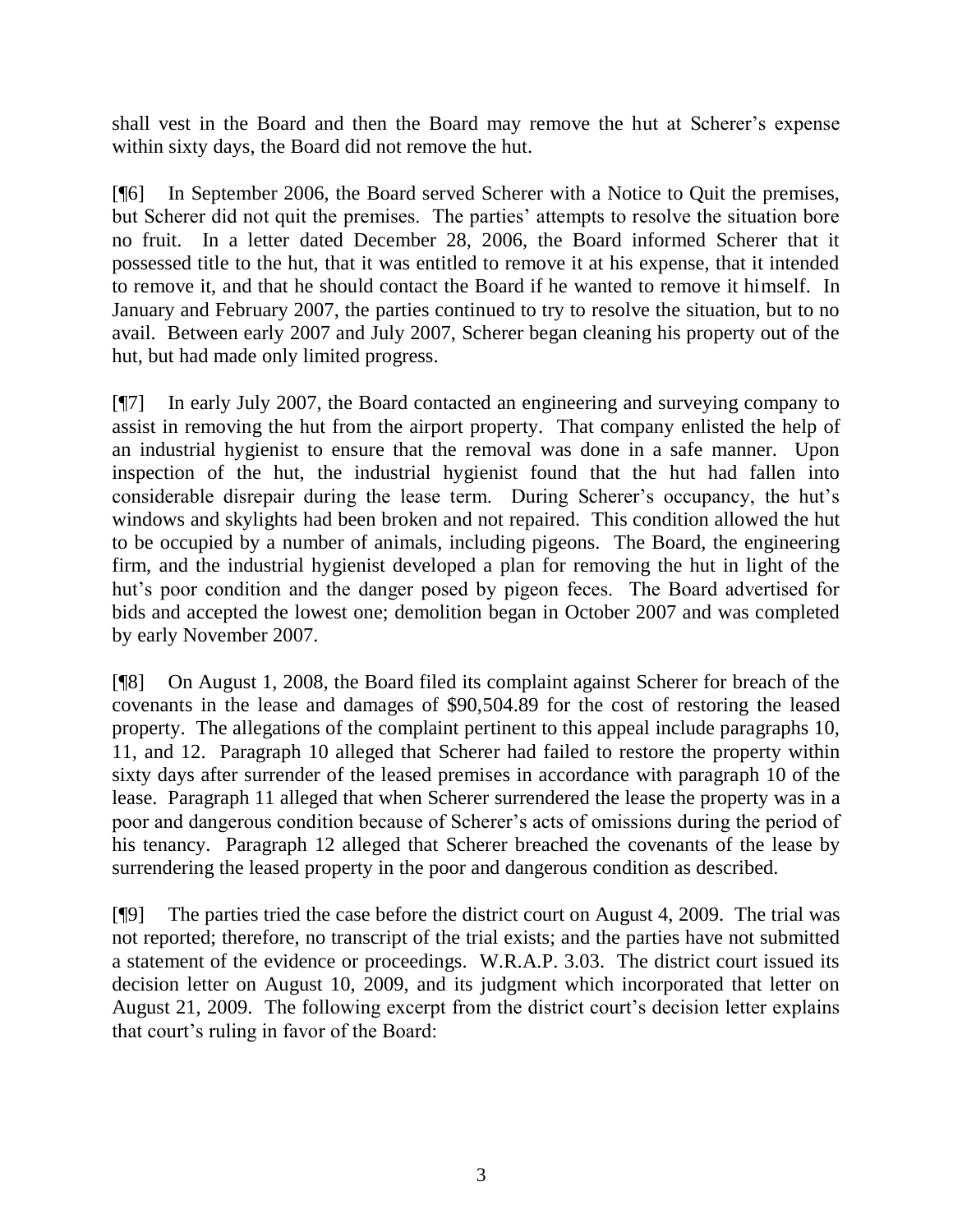shall vest in the Board and then the Board may remove the hut at Scherer's expense within sixty days, the Board did not remove the hut.

[¶6] In September 2006, the Board served Scherer with a Notice to Quit the premises, but Scherer did not quit the premises. The parties' attempts to resolve the situation bore no fruit. In a letter dated December 28, 2006, the Board informed Scherer that it possessed title to the hut, that it was entitled to remove it at his expense, that it intended to remove it, and that he should contact the Board if he wanted to remove it himself. In January and February 2007, the parties continued to try to resolve the situation, but to no avail. Between early 2007 and July 2007, Scherer began cleaning his property out of the hut, but had made only limited progress.

[¶7] In early July 2007, the Board contacted an engineering and surveying company to assist in removing the hut from the airport property. That company enlisted the help of an industrial hygienist to ensure that the removal was done in a safe manner. Upon inspection of the hut, the industrial hygienist found that the hut had fallen into considerable disrepair during the lease term. During Scherer's occupancy, the hut's windows and skylights had been broken and not repaired. This condition allowed the hut to be occupied by a number of animals, including pigeons. The Board, the engineering firm, and the industrial hygienist developed a plan for removing the hut in light of the hut's poor condition and the danger posed by pigeon feces. The Board advertised for bids and accepted the lowest one; demolition began in October 2007 and was completed by early November 2007.

[¶8] On August 1, 2008, the Board filed its complaint against Scherer for breach of the covenants in the lease and damages of $90,504.89 for the cost of restoring the leased property. The allegations of the complaint pertinent to this appeal include paragraphs 10, 11, and 12. Paragraph 10 alleged that Scherer had failed to restore the property within sixty days after surrender of the leased premises in accordance with paragraph 10 of the lease. Paragraph 11 alleged that when Scherer surrendered the lease the property was in a poor and dangerous condition because of Scherer's acts of omissions during the period of his tenancy. Paragraph 12 alleged that Scherer breached the covenants of the lease by surrendering the leased property in the poor and dangerous condition as described.

[¶9] The parties tried the case before the district court on August 4, 2009. The trial was not reported; therefore, no transcript of the trial exists; and the parties have not submitted a statement of the evidence or proceedings. W.R.A.P. 3.03. The district court issued its decision letter on August 10, 2009, and its judgment which incorporated that letter on August 21, 2009. The following excerpt from the district court's decision letter explains that court's ruling in favor of the Board: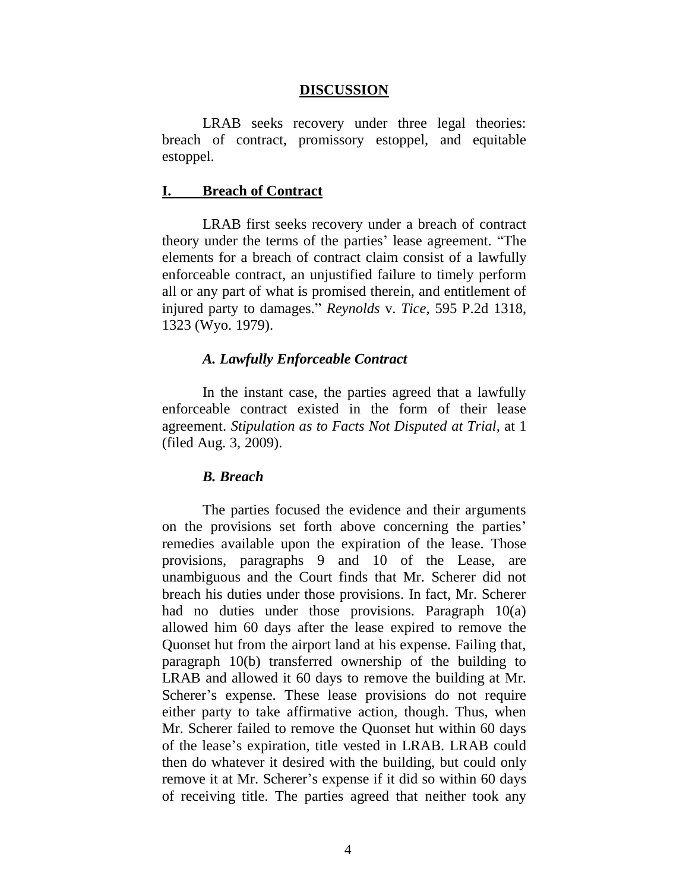## DISCUSSION

LRAB seeks recovery under three legal theories: breach of contract, promissory estoppel, and equitable estoppel.

### I. Breach of Contract

LRAB first seeks recovery under a breach of contract theory under the terms of the parties' lease agreement. "The elements for a breach of contract claim consist of a lawfully enforceable contract, an unjustified failure to timely perform all or any part of what is promised therein, and entitlement of injured party to damages." *Reynolds* v. *Tice,* 595 P.2d 1318, 1323 (Wyo. 1979).

#### *A. Lawfully Enforceable Contract*

In the instant case, the parties agreed that a lawfully enforceable contract existed in the form of their lease agreement. *Stipulation as to Facts Not Disputed at Trial,* at 1 (filed Aug. 3, 2009).

#### *B. Breach*

The parties focused the evidence and their arguments on the provisions set forth above concerning the parties' remedies available upon the expiration of the lease. Those provisions, paragraphs 9 and 10 of the Lease, are unambiguous and the Court finds that Mr. Scherer did not breach his duties under those provisions. In fact, Mr. Scherer had no duties under those provisions. Paragraph 10(a) allowed him 60 days after the lease expired to remove the Quonset hut from the airport land at his expense. Failing that, paragraph 10(b) transferred ownership of the building to LRAB and allowed it 60 days to remove the building at Mr. Scherer's expense. These lease provisions do not require either party to take affirmative action, though. Thus, when Mr. Scherer failed to remove the Quonset hut within 60 days of the lease's expiration, title vested in LRAB. LRAB could then do whatever it desired with the building, but could only remove it at Mr. Scherer's expense if it did so within 60 days of receiving title. The parties agreed that neither took any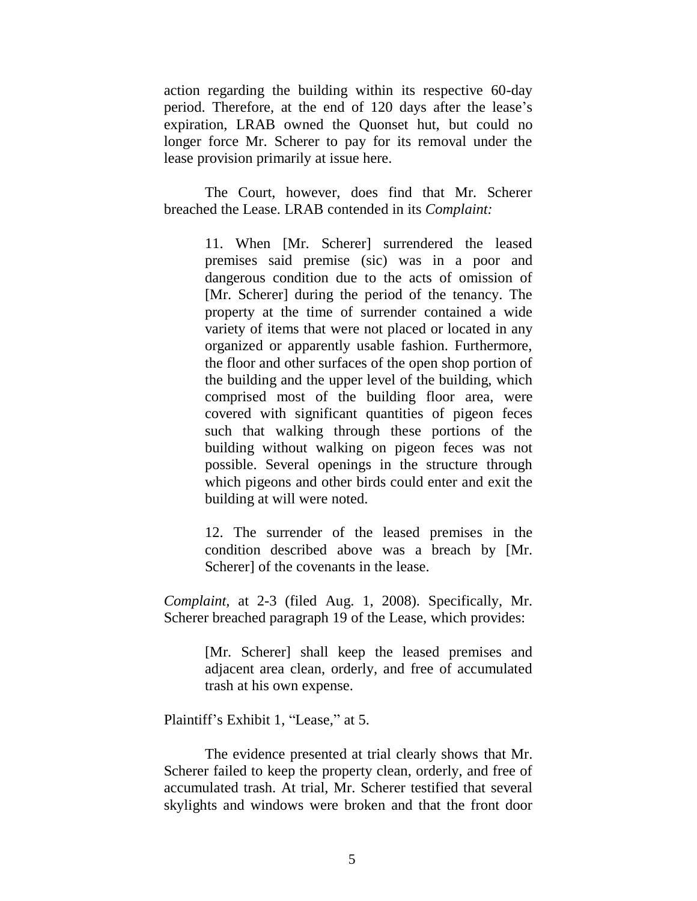action regarding the building within its respective 60-day period. Therefore, at the end of 120 days after the lease's expiration, LRAB owned the Quonset hut, but could no longer force Mr. Scherer to pay for its removal under the lease provision primarily at issue here.

The Court, however, does find that Mr. Scherer breached the Lease. LRAB contended in its *Complaint:*

> 11. When [Mr. Scherer] surrendered the leased premises said premise (sic) was in a poor and dangerous condition due to the acts of omission of [Mr. Scherer] during the period of the tenancy. The property at the time of surrender contained a wide variety of items that were not placed or located in any organized or apparently usable fashion. Furthermore, the floor and other surfaces of the open shop portion of the building and the upper level of the building, which comprised most of the building floor area, were covered with significant quantities of pigeon feces such that walking through these portions of the building without walking on pigeon feces was not possible. Several openings in the structure through which pigeons and other birds could enter and exit the building at will were noted.
>
> 12. The surrender of the leased premises in the condition described above was a breach by [Mr. Scherer] of the covenants in the lease.

*Complaint*, at 2-3 (filed Aug. 1, 2008). Specifically, Mr. Scherer breached paragraph 19 of the Lease, which provides:

> [Mr. Scherer] shall keep the leased premises and adjacent area clean, orderly, and free of accumulated trash at his own expense.

Plaintiff's Exhibit 1, "Lease," at 5.

The evidence presented at trial clearly shows that Mr. Scherer failed to keep the property clean, orderly, and free of accumulated trash. At trial, Mr. Scherer testified that several skylights and windows were broken and that the front door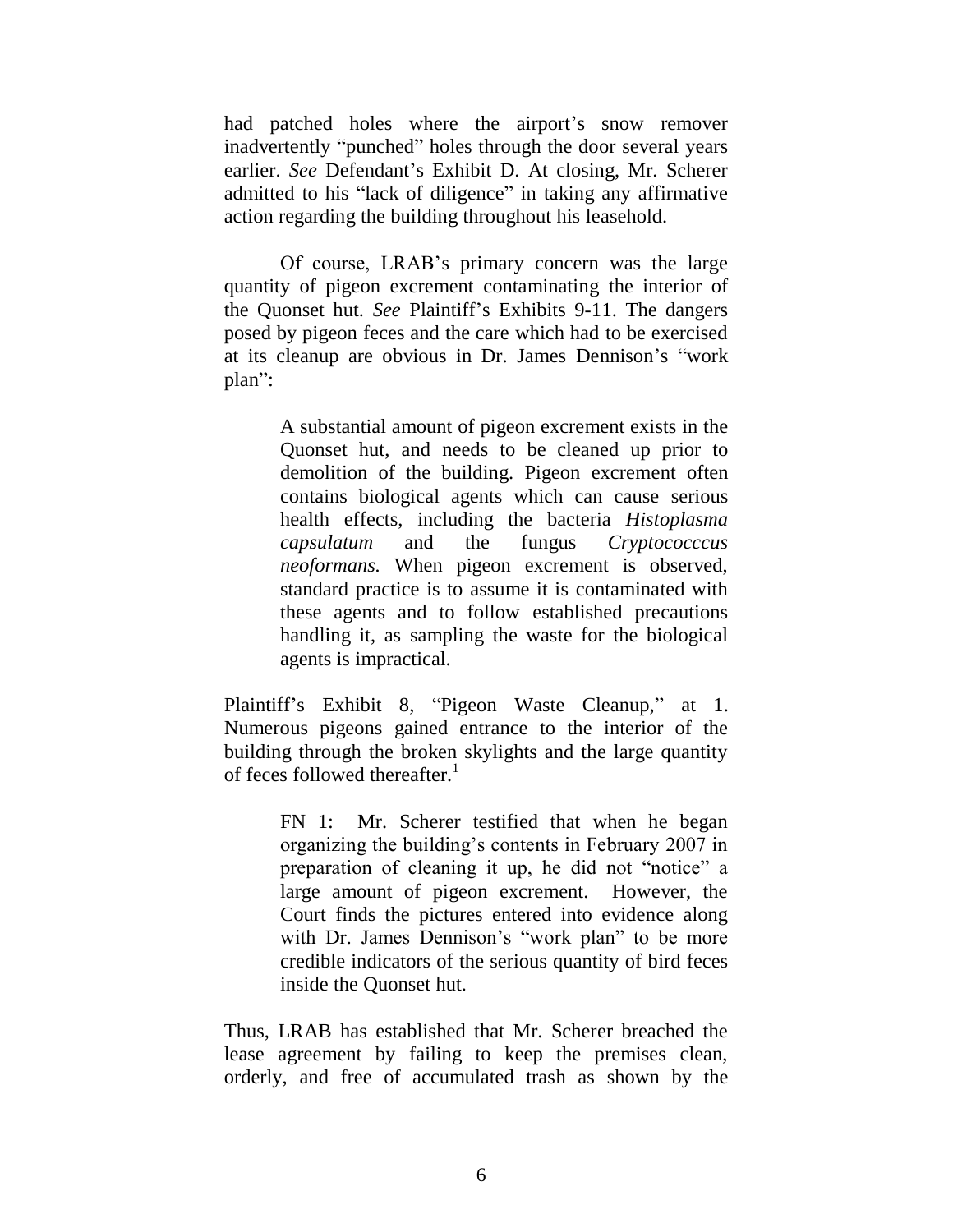had patched holes where the airport's snow remover inadvertently "punched" holes through the door several years earlier. *See* Defendant's Exhibit D. At closing, Mr. Scherer admitted to his "lack of diligence" in taking any affirmative action regarding the building throughout his leasehold.

Of course, LRAB's primary concern was the large quantity of pigeon excrement contaminating the interior of the Quonset hut. *See* Plaintiff's Exhibits 9-11. The dangers posed by pigeon feces and the care which had to be exercised at its cleanup are obvious in Dr. James Dennison's "work plan":

> A substantial amount of pigeon excrement exists in the Quonset hut, and needs to be cleaned up prior to demolition of the building. Pigeon excrement often contains biological agents which can cause serious health effects, including the bacteria *Histoplasma capsulatum* and the fungus *Cryptococccus neoformans*. When pigeon excrement is observed, standard practice is to assume it is contaminated with these agents and to follow established precautions handling it, as sampling the waste for the biological agents is impractical.

Plaintiff's Exhibit 8, "Pigeon Waste Cleanup," at 1. Numerous pigeons gained entrance to the interior of the building through the broken skylights and the large quantity of feces followed thereafter.[1]

> FN 1: Mr. Scherer testified that when he began organizing the building's contents in February 2007 in preparation of cleaning it up, he did not "notice" a large amount of pigeon excrement. However, the Court finds the pictures entered into evidence along with Dr. James Dennison's "work plan" to be more credible indicators of the serious quantity of bird feces inside the Quonset hut.

Thus, LRAB has established that Mr. Scherer breached the lease agreement by failing to keep the premises clean, orderly, and free of accumulated trash as shown by the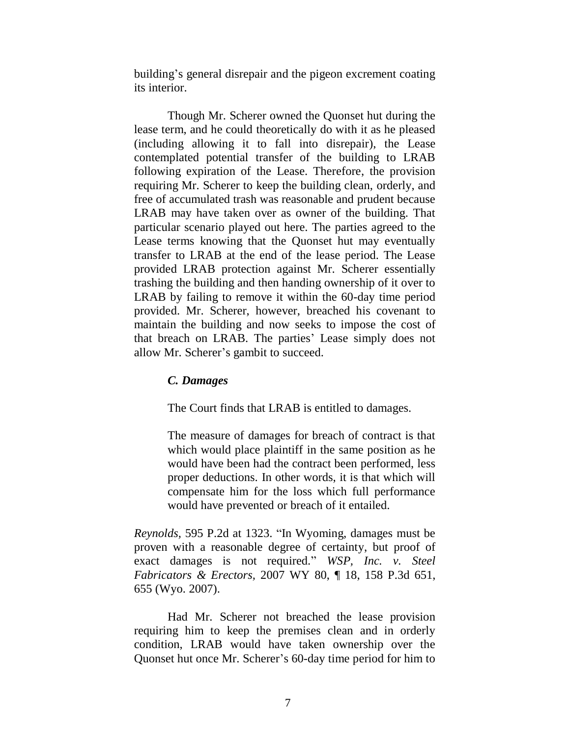building's general disrepair and the pigeon excrement coating its interior.

Though Mr. Scherer owned the Quonset hut during the lease term, and he could theoretically do with it as he pleased (including allowing it to fall into disrepair), the Lease contemplated potential transfer of the building to LRAB following expiration of the Lease. Therefore, the provision requiring Mr. Scherer to keep the building clean, orderly, and free of accumulated trash was reasonable and prudent because LRAB may have taken over as owner of the building. That particular scenario played out here. The parties agreed to the Lease terms knowing that the Quonset hut may eventually transfer to LRAB at the end of the lease period. The Lease provided LRAB protection against Mr. Scherer essentially trashing the building and then handing ownership of it over to LRAB by failing to remove it within the 60-day time period provided. Mr. Scherer, however, breached his covenant to maintain the building and now seeks to impose the cost of that breach on LRAB. The parties' Lease simply does not allow Mr. Scherer's gambit to succeed.

### *C. Damages*

The Court finds that LRAB is entitled to damages.

> The measure of damages for breach of contract is that which would place plaintiff in the same position as he would have been had the contract been performed, less proper deductions. In other words, it is that which will compensate him for the loss which full performance would have prevented or breach of it entailed.

*Reynolds*, 595 P.2d at 1323. "In Wyoming, damages must be proven with a reasonable degree of certainty, but proof of exact damages is not required." *WSP, Inc. v. Steel Fabricators & Erectors*, 2007 WY 80, ¶ 18, 158 P.3d 651, 655 (Wyo. 2007).

Had Mr. Scherer not breached the lease provision requiring him to keep the premises clean and in orderly condition, LRAB would have taken ownership over the Quonset hut once Mr. Scherer's 60-day time period for him to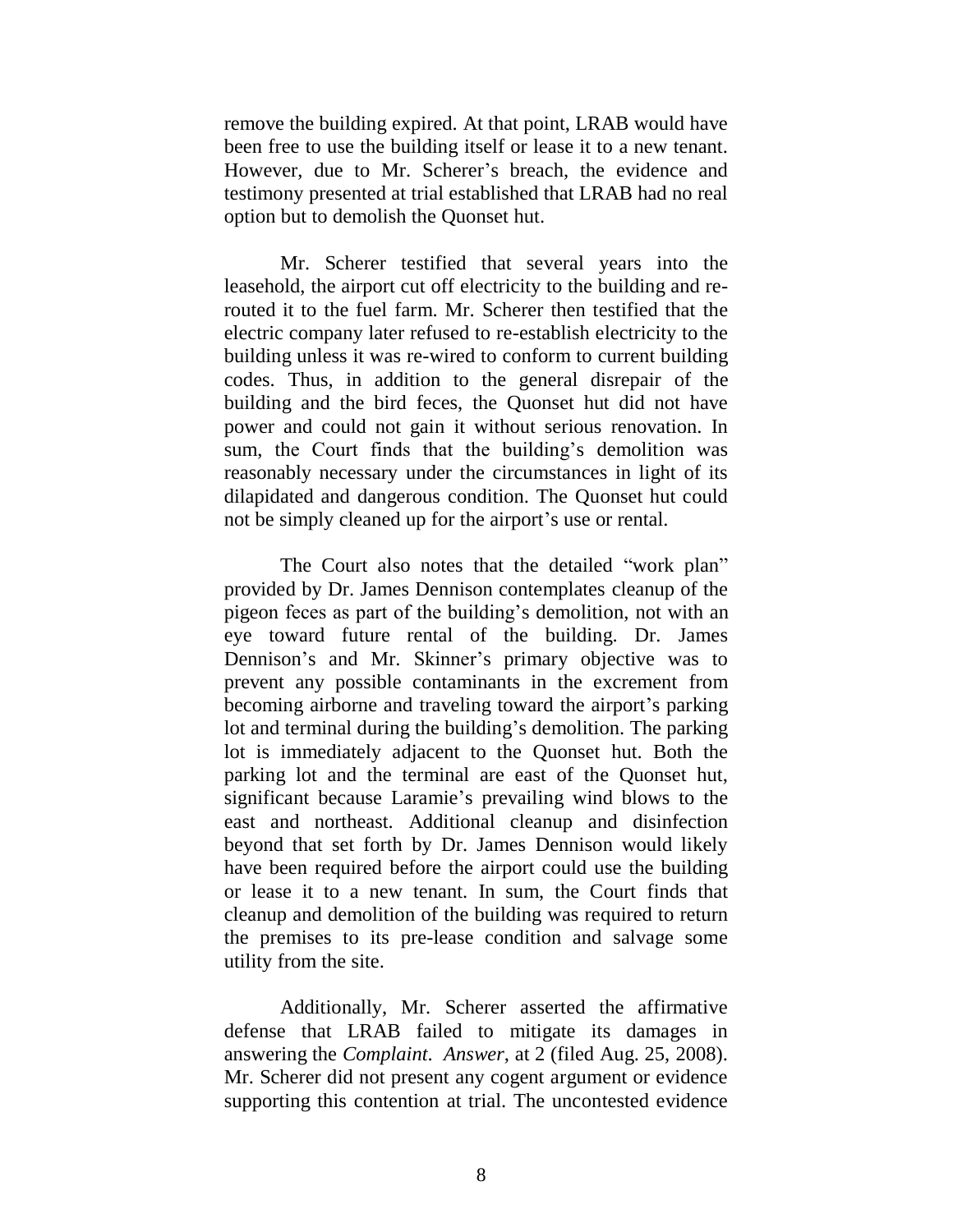remove the building expired. At that point, LRAB would have been free to use the building itself or lease it to a new tenant. However, due to Mr. Scherer's breach, the evidence and testimony presented at trial established that LRAB had no real option but to demolish the Quonset hut.

Mr. Scherer testified that several years into the leasehold, the airport cut off electricity to the building and re-routed it to the fuel farm. Mr. Scherer then testified that the electric company later refused to re-establish electricity to the building unless it was re-wired to conform to current building codes. Thus, in addition to the general disrepair of the building and the bird feces, the Quonset hut did not have power and could not gain it without serious renovation. In sum, the Court finds that the building's demolition was reasonably necessary under the circumstances in light of its dilapidated and dangerous condition. The Quonset hut could not be simply cleaned up for the airport's use or rental.

The Court also notes that the detailed "work plan" provided by Dr. James Dennison contemplates cleanup of the pigeon feces as part of the building's demolition, not with an eye toward future rental of the building. Dr. James Dennison's and Mr. Skinner's primary objective was to prevent any possible contaminants in the excrement from becoming airborne and traveling toward the airport's parking lot and terminal during the building's demolition. The parking lot is immediately adjacent to the Quonset hut. Both the parking lot and the terminal are east of the Quonset hut, significant because Laramie's prevailing wind blows to the east and northeast. Additional cleanup and disinfection beyond that set forth by Dr. James Dennison would likely have been required before the airport could use the building or lease it to a new tenant. In sum, the Court finds that cleanup and demolition of the building was required to return the premises to its pre-lease condition and salvage some utility from the site.

Additionally, Mr. Scherer asserted the affirmative defense that LRAB failed to mitigate its damages in answering the *Complaint*. *Answer*, at 2 (filed Aug. 25, 2008). Mr. Scherer did not present any cogent argument or evidence supporting this contention at trial. The uncontested evidence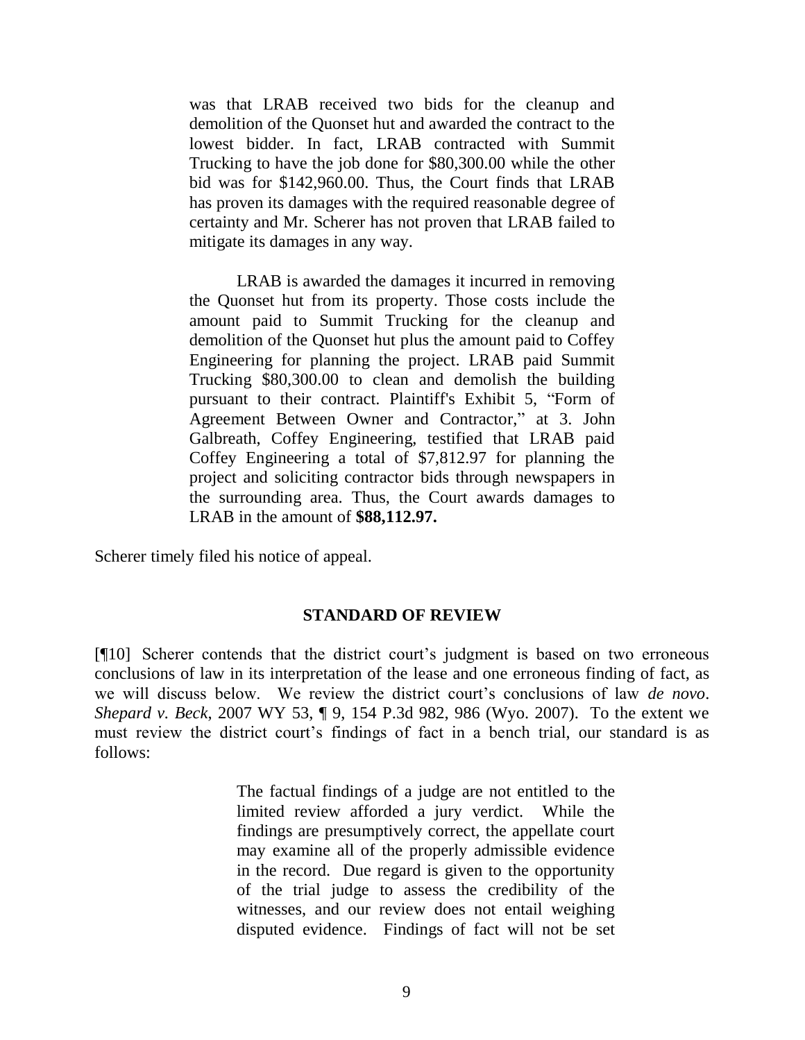> was that LRAB received two bids for the cleanup and demolition of the Quonset hut and awarded the contract to the lowest bidder. In fact, LRAB contracted with Summit Trucking to have the job done for $80,300.00 while the other bid was for $142,960.00. Thus, the Court finds that LRAB has proven its damages with the required reasonable degree of certainty and Mr. Scherer has not proven that LRAB failed to mitigate its damages in any way.
>
> LRAB is awarded the damages it incurred in removing the Quonset hut from its property. Those costs include the amount paid to Summit Trucking for the cleanup and demolition of the Quonset hut plus the amount paid to Coffey Engineering for planning the project. LRAB paid Summit Trucking $80,300.00 to clean and demolish the building pursuant to their contract. Plaintiff's Exhibit 5, "Form of Agreement Between Owner and Contractor," at 3. John Galbreath, Coffey Engineering, testified that LRAB paid Coffey Engineering a total of $7,812.97 for planning the project and soliciting contractor bids through newspapers in the surrounding area. Thus, the Court awards damages to LRAB in the amount of **$88,112.97.**

Scherer timely filed his notice of appeal.

## STANDARD OF REVIEW

[¶10] Scherer contends that the district court's judgment is based on two erroneous conclusions of law in its interpretation of the lease and one erroneous finding of fact, as we will discuss below. We review the district court's conclusions of law *de novo*. *Shepard v. Beck*, 2007 WY 53, ¶ 9, 154 P.3d 982, 986 (Wyo. 2007). To the extent we must review the district court's findings of fact in a bench trial, our standard is as follows:

> The factual findings of a judge are not entitled to the limited review afforded a jury verdict. While the findings are presumptively correct, the appellate court may examine all of the properly admissible evidence in the record. Due regard is given to the opportunity of the trial judge to assess the credibility of the witnesses, and our review does not entail weighing disputed evidence. Findings of fact will not be set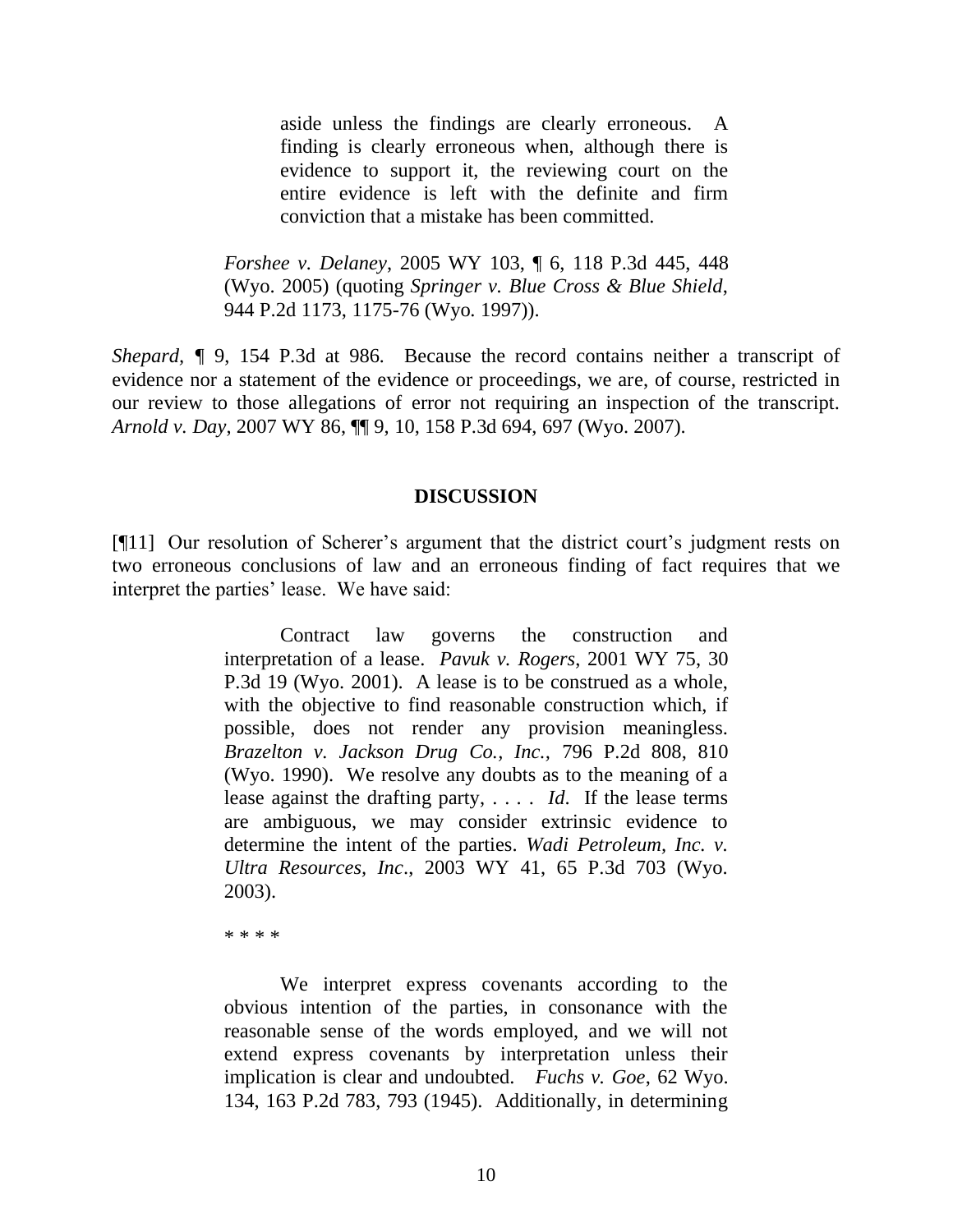> > aside unless the findings are clearly erroneous. A finding is clearly erroneous when, although there is evidence to support it, the reviewing court on the entire evidence is left with the definite and firm conviction that a mistake has been committed.
>
> *Forshee v. Delaney*, 2005 WY 103, ¶ 6, 118 P.3d 445, 448 (Wyo. 2005) (quoting *Springer v. Blue Cross & Blue Shield*, 944 P.2d 1173, 1175-76 (Wyo. 1997)).

*Shepard*, ¶ 9, 154 P.3d at 986. Because the record contains neither a transcript of evidence nor a statement of the evidence or proceedings, we are, of course, restricted in our review to those allegations of error not requiring an inspection of the transcript. *Arnold v. Day*, 2007 WY 86, ¶¶ 9, 10, 158 P.3d 694, 697 (Wyo. 2007).

## DISCUSSION

[¶11] Our resolution of Scherer's argument that the district court's judgment rests on two erroneous conclusions of law and an erroneous finding of fact requires that we interpret the parties' lease. We have said:

> Contract law governs the construction and interpretation of a lease. *Pavuk v. Rogers*, 2001 WY 75, 30 P.3d 19 (Wyo. 2001). A lease is to be construed as a whole, with the objective to find reasonable construction which, if possible, does not render any provision meaningless. *Brazelton v. Jackson Drug Co., Inc.*, 796 P.2d 808, 810 (Wyo. 1990). We resolve any doubts as to the meaning of a lease against the drafting party, . . . . *Id.* If the lease terms are ambiguous, we may consider extrinsic evidence to determine the intent of the parties. *Wadi Petroleum, Inc. v. Ultra Resources, Inc.*, 2003 WY 41, 65 P.3d 703 (Wyo. 2003).
>
> \* \* \* \*
>
> We interpret express covenants according to the obvious intention of the parties, in consonance with the reasonable sense of the words employed, and we will not extend express covenants by interpretation unless their implication is clear and undoubted. *Fuchs v. Goe*, 62 Wyo. 134, 163 P.2d 783, 793 (1945). Additionally, in determining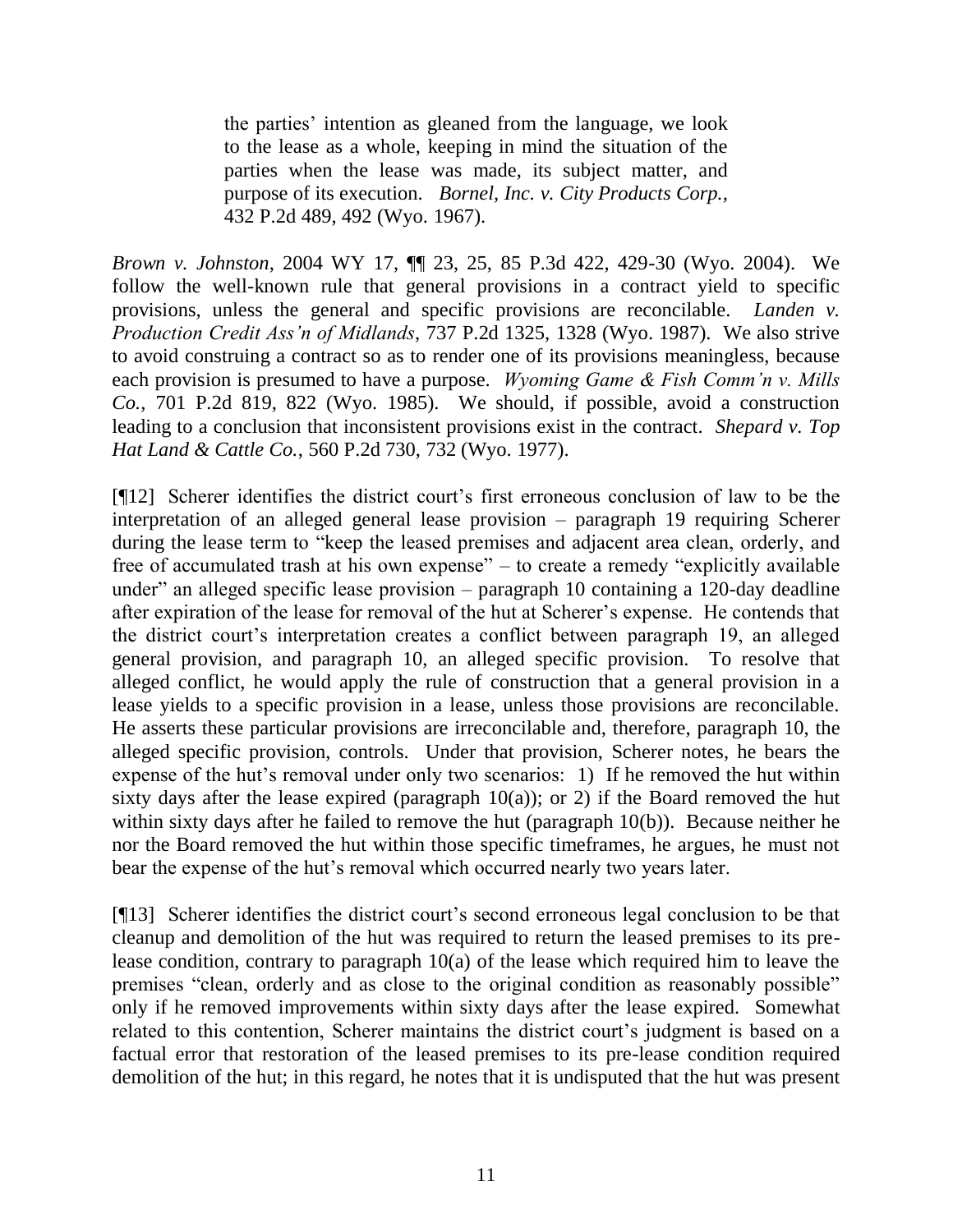> the parties' intention as gleaned from the language, we look to the lease as a whole, keeping in mind the situation of the parties when the lease was made, its subject matter, and purpose of its execution. *Bornel, Inc. v. City Products Corp.*, 432 P.2d 489, 492 (Wyo. 1967).

*Brown v. Johnston*, 2004 WY 17, ¶¶ 23, 25, 85 P.3d 422, 429-30 (Wyo. 2004). We follow the well-known rule that general provisions in a contract yield to specific provisions, unless the general and specific provisions are reconcilable. *Landen v. Production Credit Ass'n of Midlands*, 737 P.2d 1325, 1328 (Wyo. 1987). We also strive to avoid construing a contract so as to render one of its provisions meaningless, because each provision is presumed to have a purpose. *Wyoming Game & Fish Comm'n v. Mills Co.*, 701 P.2d 819, 822 (Wyo. 1985). We should, if possible, avoid a construction leading to a conclusion that inconsistent provisions exist in the contract. *Shepard v. Top Hat Land & Cattle Co.*, 560 P.2d 730, 732 (Wyo. 1977).

[¶12] Scherer identifies the district court's first erroneous conclusion of law to be the interpretation of an alleged general lease provision – paragraph 19 requiring Scherer during the lease term to "keep the leased premises and adjacent area clean, orderly, and free of accumulated trash at his own expense" – to create a remedy "explicitly available under" an alleged specific lease provision – paragraph 10 containing a 120-day deadline after expiration of the lease for removal of the hut at Scherer's expense. He contends that the district court's interpretation creates a conflict between paragraph 19, an alleged general provision, and paragraph 10, an alleged specific provision. To resolve that alleged conflict, he would apply the rule of construction that a general provision in a lease yields to a specific provision in a lease, unless those provisions are reconcilable. He asserts these particular provisions are irreconcilable and, therefore, paragraph 10, the alleged specific provision, controls. Under that provision, Scherer notes, he bears the expense of the hut's removal under only two scenarios: 1) If he removed the hut within sixty days after the lease expired (paragraph 10(a)); or 2) if the Board removed the hut within sixty days after he failed to remove the hut (paragraph 10(b)). Because neither he nor the Board removed the hut within those specific timeframes, he argues, he must not bear the expense of the hut's removal which occurred nearly two years later.

[¶13] Scherer identifies the district court's second erroneous legal conclusion to be that cleanup and demolition of the hut was required to return the leased premises to its pre-lease condition, contrary to paragraph 10(a) of the lease which required him to leave the premises "clean, orderly and as close to the original condition as reasonably possible" only if he removed improvements within sixty days after the lease expired. Somewhat related to this contention, Scherer maintains the district court's judgment is based on a factual error that restoration of the leased premises to its pre-lease condition required demolition of the hut; in this regard, he notes that it is undisputed that the hut was present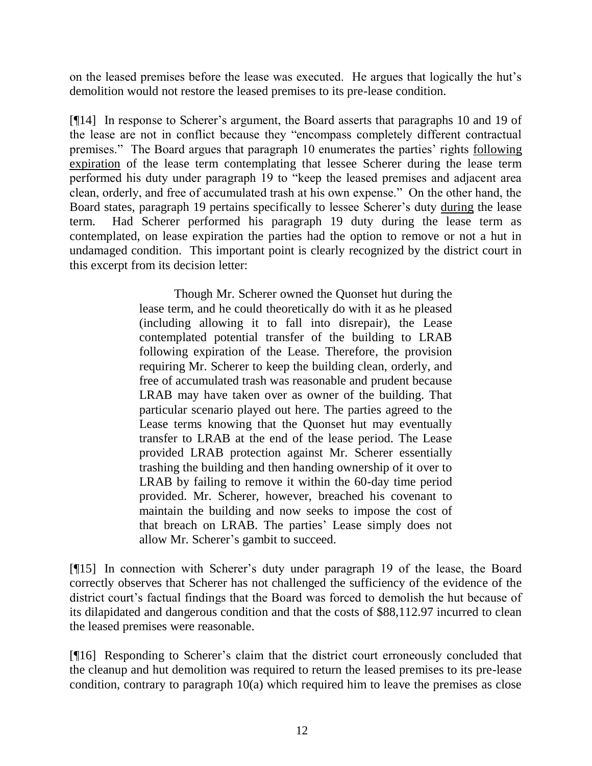on the leased premises before the lease was executed. He argues that logically the hut's demolition would not restore the leased premises to its pre-lease condition.

[¶14] In response to Scherer's argument, the Board asserts that paragraphs 10 and 19 of the lease are not in conflict because they "encompass completely different contractual premises." The Board argues that paragraph 10 enumerates the parties' rights following expiration of the lease term contemplating that lessee Scherer during the lease term performed his duty under paragraph 19 to "keep the leased premises and adjacent area clean, orderly, and free of accumulated trash at his own expense." On the other hand, the Board states, paragraph 19 pertains specifically to lessee Scherer's duty during the lease term. Had Scherer performed his paragraph 19 duty during the lease term as contemplated, on lease expiration the parties had the option to remove or not a hut in undamaged condition. This important point is clearly recognized by the district court in this excerpt from its decision letter:

> Though Mr. Scherer owned the Quonset hut during the lease term, and he could theoretically do with it as he pleased (including allowing it to fall into disrepair), the Lease contemplated potential transfer of the building to LRAB following expiration of the Lease. Therefore, the provision requiring Mr. Scherer to keep the building clean, orderly, and free of accumulated trash was reasonable and prudent because LRAB may have taken over as owner of the building. That particular scenario played out here. The parties agreed to the Lease terms knowing that the Quonset hut may eventually transfer to LRAB at the end of the lease period. The Lease provided LRAB protection against Mr. Scherer essentially trashing the building and then handing ownership of it over to LRAB by failing to remove it within the 60-day time period provided. Mr. Scherer, however, breached his covenant to maintain the building and now seeks to impose the cost of that breach on LRAB. The parties' Lease simply does not allow Mr. Scherer's gambit to succeed.

[¶15] In connection with Scherer's duty under paragraph 19 of the lease, the Board correctly observes that Scherer has not challenged the sufficiency of the evidence of the district court's factual findings that the Board was forced to demolish the hut because of its dilapidated and dangerous condition and that the costs of $88,112.97 incurred to clean the leased premises were reasonable.

[¶16] Responding to Scherer's claim that the district court erroneously concluded that the cleanup and hut demolition was required to return the leased premises to its pre-lease condition, contrary to paragraph 10(a) which required him to leave the premises as close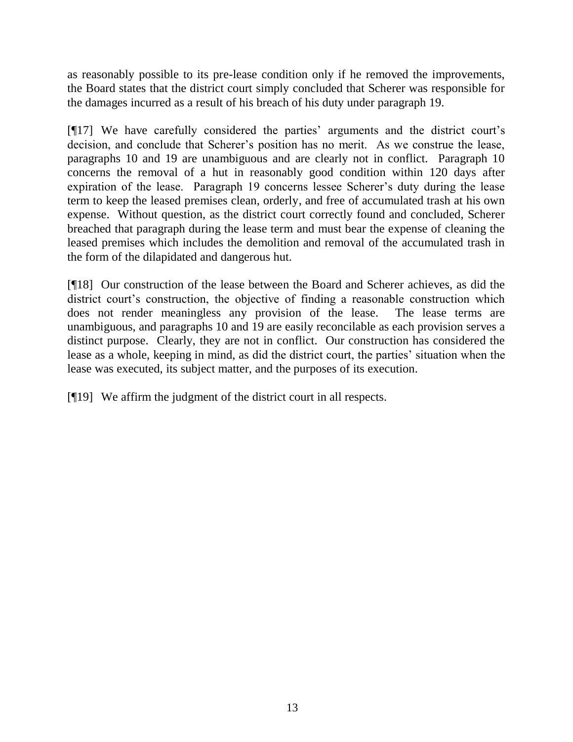as reasonably possible to its pre-lease condition only if he removed the improvements, the Board states that the district court simply concluded that Scherer was responsible for the damages incurred as a result of his breach of his duty under paragraph 19.

[¶17] We have carefully considered the parties' arguments and the district court's decision, and conclude that Scherer's position has no merit. As we construe the lease, paragraphs 10 and 19 are unambiguous and are clearly not in conflict. Paragraph 10 concerns the removal of a hut in reasonably good condition within 120 days after expiration of the lease. Paragraph 19 concerns lessee Scherer's duty during the lease term to keep the leased premises clean, orderly, and free of accumulated trash at his own expense. Without question, as the district court correctly found and concluded, Scherer breached that paragraph during the lease term and must bear the expense of cleaning the leased premises which includes the demolition and removal of the accumulated trash in the form of the dilapidated and dangerous hut.

[¶18] Our construction of the lease between the Board and Scherer achieves, as did the district court's construction, the objective of finding a reasonable construction which does not render meaningless any provision of the lease. The lease terms are unambiguous, and paragraphs 10 and 19 are easily reconcilable as each provision serves a distinct purpose. Clearly, they are not in conflict. Our construction has considered the lease as a whole, keeping in mind, as did the district court, the parties' situation when the lease was executed, its subject matter, and the purposes of its execution.

[¶19] We affirm the judgment of the district court in all respects.